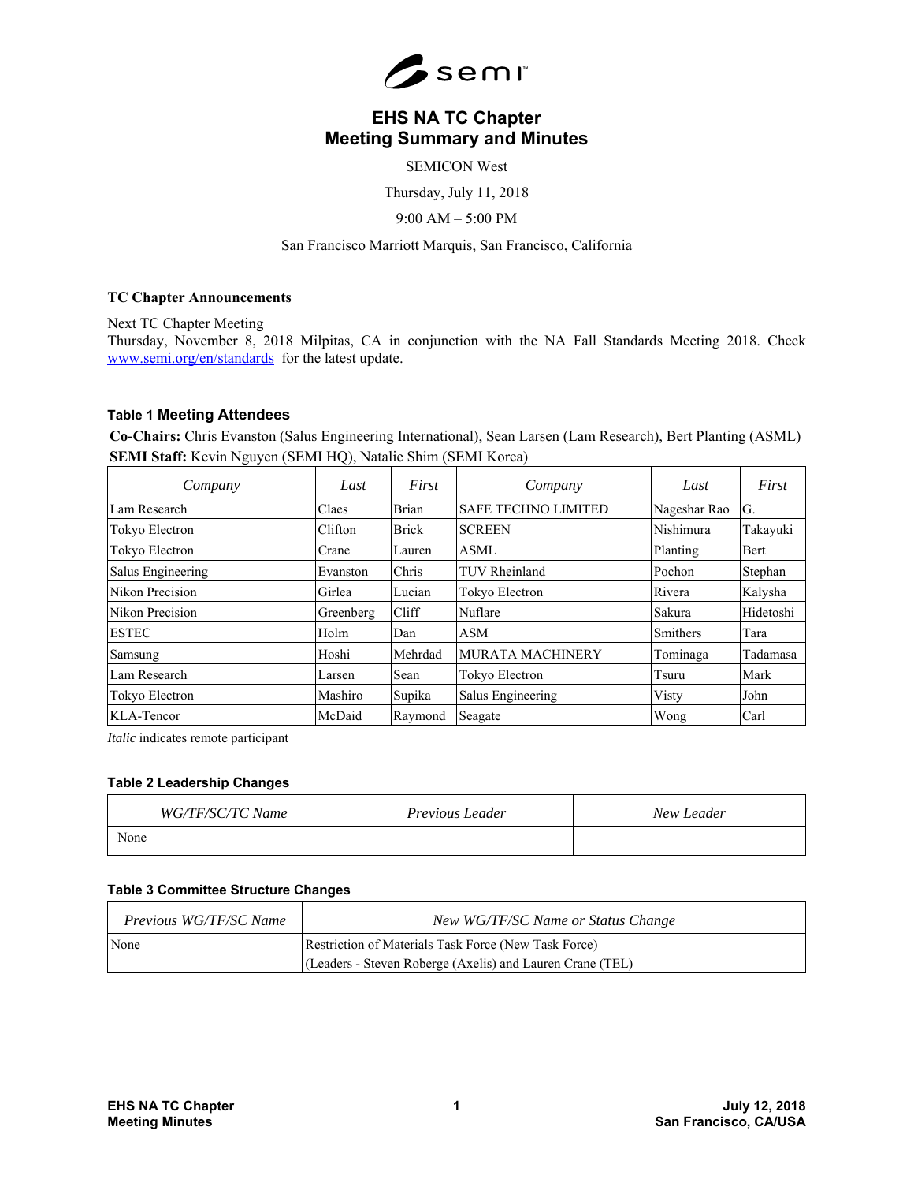# EHS NA TC Chapter
# Meeting Summary and Minutes

SEMICON West

Thursday, July 11, 2018

9:00 AM – 5:00 PM

San Francisco Marriott Marquis, San Francisco, California

**TC Chapter Announcements**

Next TC Chapter Meeting

Thursday, November 8, 2018 Milpitas, CA in conjunction with the NA Fall Standards Meeting 2018. Check www.semi.org/en/standards for the latest update.

### Table 1 Meeting Attendees

**Co-Chairs:** Chris Evanston (Salus Engineering International), Sean Larsen (Lam Research), Bert Planting (ASML)

**SEMI Staff:** Kevin Nguyen (SEMI HQ), Natalie Shim (SEMI Korea)

| *Company* | *Last* | *First* | *Company* | *Last* | *First* |
|---|---|---|---|---|---|
| Lam Research | Claes | Brian | SAFE TECHNO LIMITED | Nageshar Rao | G. |
| Tokyo Electron | Clifton | Brick | SCREEN | Nishimura | Takayuki |
| Tokyo Electron | Crane | Lauren | ASML | Planting | Bert |
| Salus Engineering | Evanston | Chris | TUV Rheinland | Pochon | Stephan |
| Nikon Precision | Girlea | Lucian | Tokyo Electron | Rivera | Kalysha |
| Nikon Precision | Greenberg | Cliff | Nuflare | Sakura | Hidetoshi |
| ESTEC | Holm | Dan | ASM | Smithers | Tara |
| Samsung | Hoshi | Mehrdad | MURATA MACHINERY | Tominaga | Tadamasa |
| Lam Research | Larsen | Sean | Tokyo Electron | Tsuru | Mark |
| Tokyo Electron | Mashiro | Supika | Salus Engineering | Visty | John |
| KLA-Tencor | McDaid | Raymond | Seagate | Wong | Carl |

*Italic* indicates remote participant

### Table 2 Leadership Changes

| *WG/TF/SC/TC Name* | *Previous Leader* | *New Leader* |
|---|---|---|
| None | | |

### Table 3 Committee Structure Changes

| *Previous WG/TF/SC Name* | *New WG/TF/SC Name or Status Change* |
|---|---|
| None | Restriction of Materials Task Force (New Task Force)<br>(Leaders - Steven Roberge (Axelis) and Lauren Crane (TEL) |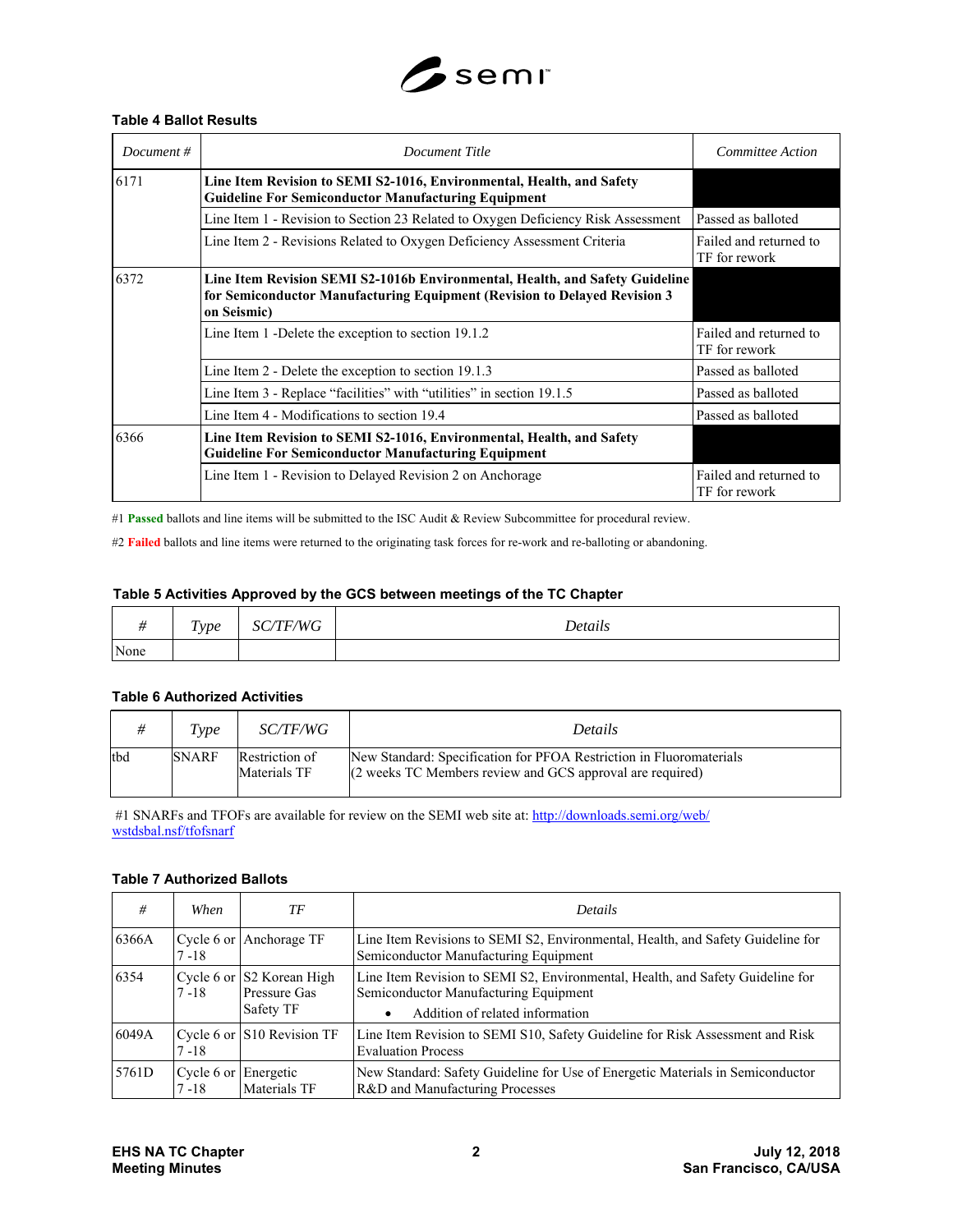**Table 4 Ballot Results**

| *Document #* | *Document Title* | *Committee Action* |
|---|---|---|
| 6171 | **Line Item Revision to SEMI S2-1016, Environmental, Health, and Safety Guideline For Semiconductor Manufacturing Equipment** | |
| | Line Item 1 - Revision to Section 23 Related to Oxygen Deficiency Risk Assessment | Passed as balloted |
| | Line Item 2 - Revisions Related to Oxygen Deficiency Assessment Criteria | Failed and returned to TF for rework |
| 6372 | **Line Item Revision SEMI S2-1016b Environmental, Health, and Safety Guideline for Semiconductor Manufacturing Equipment (Revision to Delayed Revision 3 on Seismic)** | |
| | Line Item 1 -Delete the exception to section 19.1.2 | Failed and returned to TF for rework |
| | Line Item 2 - Delete the exception to section 19.1.3 | Passed as balloted |
| | Line Item 3 - Replace "facilities" with "utilities" in section 19.1.5 | Passed as balloted |
| | Line Item 4 - Modifications to section 19.4 | Passed as balloted |
| 6366 | **Line Item Revision to SEMI S2-1016, Environmental, Health, and Safety Guideline For Semiconductor Manufacturing Equipment** | |
| | Line Item 1 - Revision to Delayed Revision 2 on Anchorage | Failed and returned to TF for rework |

#1 **Passed** ballots and line items will be submitted to the ISC Audit & Review Subcommittee for procedural review.

#2 **Failed** ballots and line items were returned to the originating task forces for re-work and re-balloting or abandoning.

**Table 5 Activities Approved by the GCS between meetings of the TC Chapter**

| *#* | *Type* | *SC/TF/WG* | *Details* |
|---|---|---|---|
| None | | | |

**Table 6 Authorized Activities**

| *#* | *Type* | *SC/TF/WG* | *Details* |
|---|---|---|---|
| tbd | SNARF | Restriction of Materials TF | New Standard: Specification for PFOA Restriction in Fluoromaterials (2 weeks TC Members review and GCS approval are required) |

#1 SNARFs and TFOFs are available for review on the SEMI web site at: http://downloads.semi.org/web/wstdsbal.nsf/tfofsnarf

**Table 7 Authorized Ballots**

| *#* | *When* | *TF* | *Details* |
|---|---|---|---|
| 6366A | Cycle 6 or 7 -18 | Anchorage TF | Line Item Revisions to SEMI S2, Environmental, Health, and Safety Guideline for Semiconductor Manufacturing Equipment |
| 6354 | Cycle 6 or 7 -18 | S2 Korean High Pressure Gas Safety TF | Line Item Revision to SEMI S2, Environmental, Health, and Safety Guideline for Semiconductor Manufacturing Equipment<br>• Addition of related information |
| 6049A | Cycle 6 or 7 -18 | S10 Revision TF | Line Item Revision to SEMI S10, Safety Guideline for Risk Assessment and Risk Evaluation Process |
| 5761D | Cycle 6 or 7 -18 | Energetic Materials TF | New Standard: Safety Guideline for Use of Energetic Materials in Semiconductor R&D and Manufacturing Processes |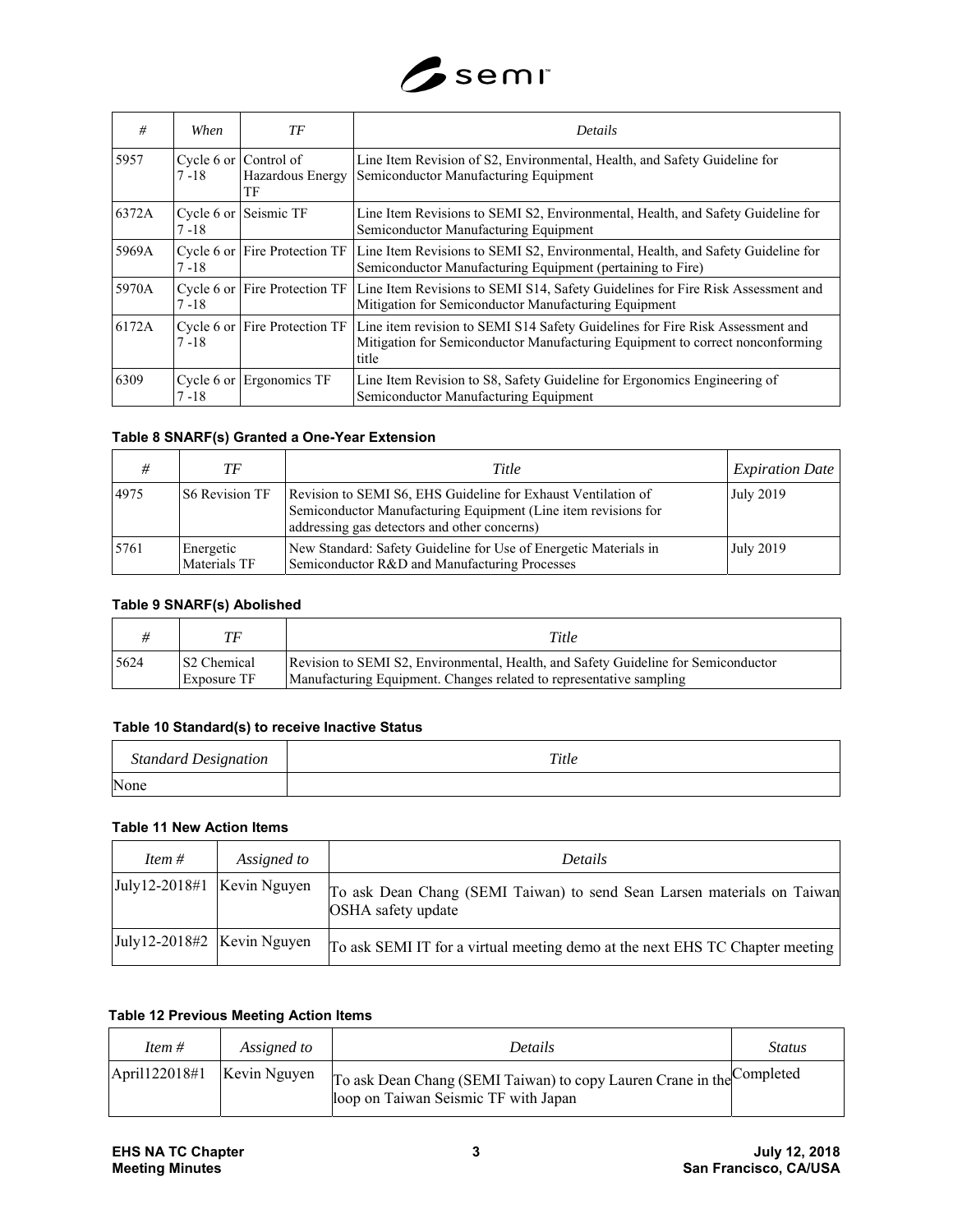| # | When | TF | Details |
|---|---|---|---|
| 5957 | Cycle 6 or 7 -18 | Control of Hazardous Energy TF | Line Item Revision of S2, Environmental, Health, and Safety Guideline for Semiconductor Manufacturing Equipment |
| 6372A | Cycle 6 or 7 -18 | Seismic TF | Line Item Revisions to SEMI S2, Environmental, Health, and Safety Guideline for Semiconductor Manufacturing Equipment |
| 5969A | Cycle 6 or 7 -18 | Fire Protection TF | Line Item Revisions to SEMI S2, Environmental, Health, and Safety Guideline for Semiconductor Manufacturing Equipment (pertaining to Fire) |
| 5970A | Cycle 6 or 7 -18 | Fire Protection TF | Line Item Revisions to SEMI S14, Safety Guidelines for Fire Risk Assessment and Mitigation for Semiconductor Manufacturing Equipment |
| 6172A | Cycle 6 or 7 -18 | Fire Protection TF | Line item revision to SEMI S14 Safety Guidelines for Fire Risk Assessment and Mitigation for Semiconductor Manufacturing Equipment to correct nonconforming title |
| 6309 | Cycle 6 or 7 -18 | Ergonomics TF | Line Item Revision to S8, Safety Guideline for Ergonomics Engineering of Semiconductor Manufacturing Equipment |

**Table 8 SNARF(s) Granted a One-Year Extension**

| # | TF | Title | Expiration Date |
|---|---|---|---|
| 4975 | S6 Revision TF | Revision to SEMI S6, EHS Guideline for Exhaust Ventilation of Semiconductor Manufacturing Equipment (Line item revisions for addressing gas detectors and other concerns) | July 2019 |
| 5761 | Energetic Materials TF | New Standard: Safety Guideline for Use of Energetic Materials in Semiconductor R&D and Manufacturing Processes | July 2019 |

**Table 9 SNARF(s) Abolished**

| # | TF | Title |
|---|---|---|
| 5624 | S2 Chemical Exposure TF | Revision to SEMI S2, Environmental, Health, and Safety Guideline for Semiconductor Manufacturing Equipment. Changes related to representative sampling |

**Table 10 Standard(s) to receive Inactive Status**

| Standard Designation | Title |
|---|---|
| None | |

**Table 11 New Action Items**

| Item # | Assigned to | Details |
|---|---|---|
| July12-2018#1 | Kevin Nguyen | To ask Dean Chang (SEMI Taiwan) to send Sean Larsen materials on Taiwan OSHA safety update |
| July12-2018#2 | Kevin Nguyen | To ask SEMI IT for a virtual meeting demo at the next EHS TC Chapter meeting |

**Table 12 Previous Meeting Action Items**

| Item # | Assigned to | Details | Status |
|---|---|---|---|
| April122018#1 | Kevin Nguyen | To ask Dean Chang (SEMI Taiwan) to copy Lauren Crane in the loop on Taiwan Seismic TF with Japan | Completed |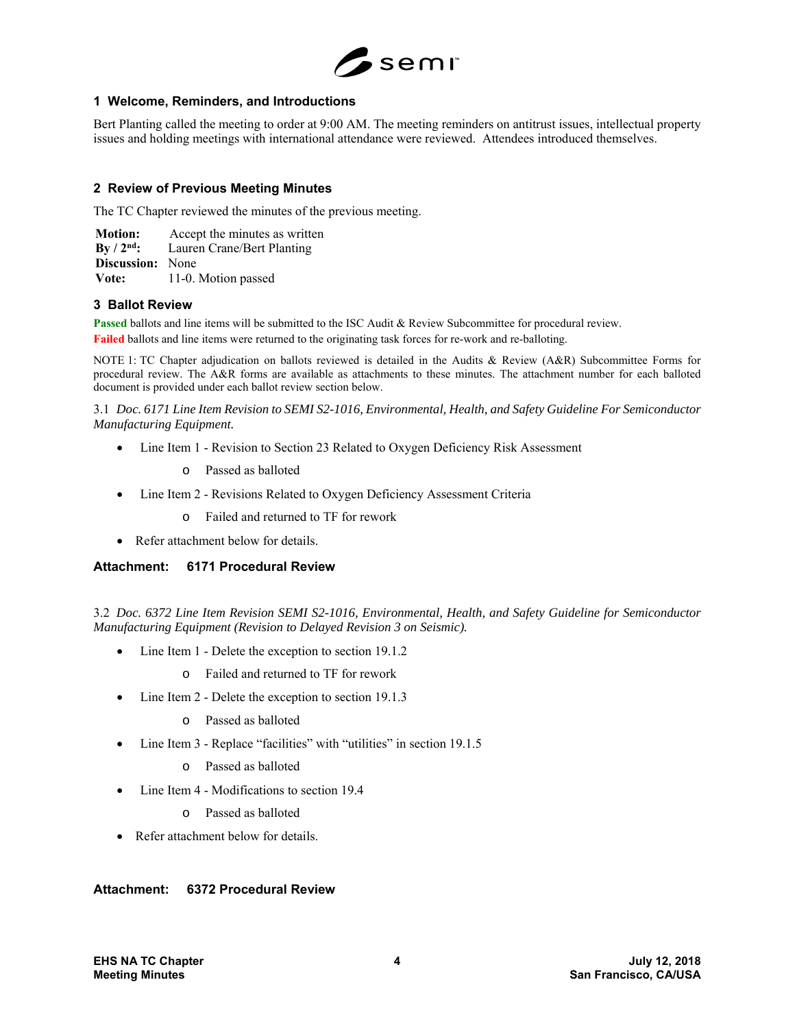## 1 Welcome, Reminders, and Introductions

Bert Planting called the meeting to order at 9:00 AM. The meeting reminders on antitrust issues, intellectual property issues and holding meetings with international attendance were reviewed. Attendees introduced themselves.

## 2 Review of Previous Meeting Minutes

The TC Chapter reviewed the minutes of the previous meeting.

**Motion:** Accept the minutes as written
**By / 2nd:** Lauren Crane/Bert Planting
**Discussion:** None
**Vote:** 11-0. Motion passed

## 3 Ballot Review

**Passed** ballots and line items will be submitted to the ISC Audit & Review Subcommittee for procedural review.
**Failed** ballots and line items were returned to the originating task forces for re-work and re-balloting.

NOTE 1: TC Chapter adjudication on ballots reviewed is detailed in the Audits & Review (A&R) Subcommittee Forms for procedural review. The A&R forms are available as attachments to these minutes. The attachment number for each balloted document is provided under each ballot review section below.

3.1 *Doc. 6171 Line Item Revision to SEMI S2-1016, Environmental, Health, and Safety Guideline For Semiconductor Manufacturing Equipment.*

- Line Item 1 - Revision to Section 23 Related to Oxygen Deficiency Risk Assessment
  - Passed as balloted
- Line Item 2 - Revisions Related to Oxygen Deficiency Assessment Criteria
  - Failed and returned to TF for rework
- Refer attachment below for details.

**Attachment: 6171 Procedural Review**

3.2 *Doc. 6372 Line Item Revision SEMI S2-1016, Environmental, Health, and Safety Guideline for Semiconductor Manufacturing Equipment (Revision to Delayed Revision 3 on Seismic).*

- Line Item 1 - Delete the exception to section 19.1.2
  - Failed and returned to TF for rework
- Line Item 2 - Delete the exception to section 19.1.3
  - Passed as balloted
- Line Item 3 - Replace "facilities" with "utilities" in section 19.1.5
  - Passed as balloted
- Line Item 4 - Modifications to section 19.4
  - Passed as balloted
- Refer attachment below for details.

**Attachment: 6372 Procedural Review**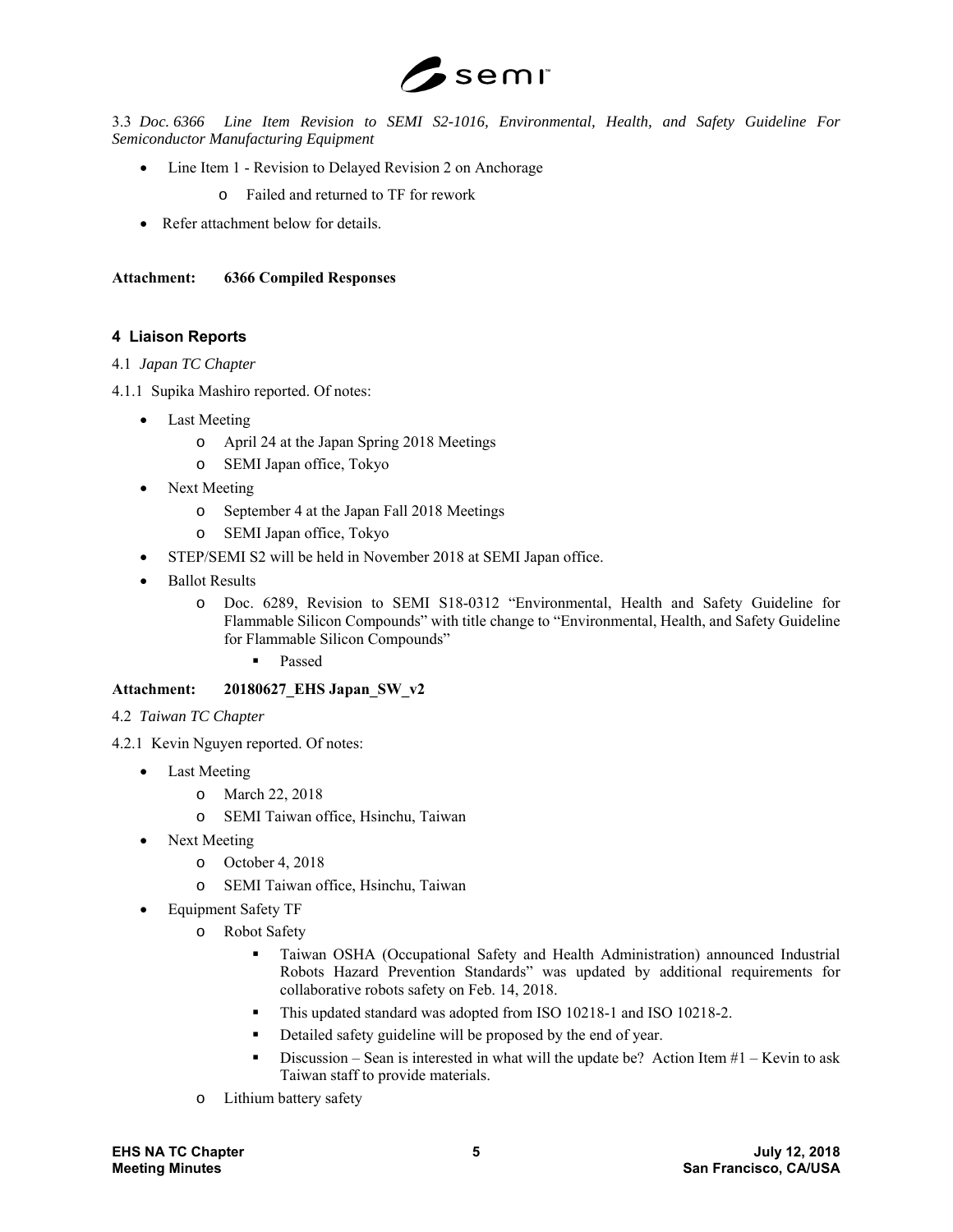3.3 *Doc. 6366 Line Item Revision to SEMI S2-1016, Environmental, Health, and Safety Guideline For Semiconductor Manufacturing Equipment*

- Line Item 1 - Revision to Delayed Revision 2 on Anchorage
  - Failed and returned to TF for rework
- Refer attachment below for details.

**Attachment: 6366 Compiled Responses**

## 4 Liaison Reports

4.1 *Japan TC Chapter*

4.1.1 Supika Mashiro reported. Of notes:

- Last Meeting
  - April 24 at the Japan Spring 2018 Meetings
  - SEMI Japan office, Tokyo
- Next Meeting
  - September 4 at the Japan Fall 2018 Meetings
  - SEMI Japan office, Tokyo
- STEP/SEMI S2 will be held in November 2018 at SEMI Japan office.
- Ballot Results
  - Doc. 6289, Revision to SEMI S18-0312 "Environmental, Health and Safety Guideline for Flammable Silicon Compounds" with title change to "Environmental, Health, and Safety Guideline for Flammable Silicon Compounds"
    - Passed

**Attachment: 20180627_EHS Japan_SW_v2**

4.2 *Taiwan TC Chapter*

4.2.1 Kevin Nguyen reported. Of notes:

- Last Meeting
  - March 22, 2018
  - SEMI Taiwan office, Hsinchu, Taiwan
- Next Meeting
  - October 4, 2018
  - SEMI Taiwan office, Hsinchu, Taiwan
- Equipment Safety TF
  - Robot Safety
    - Taiwan OSHA (Occupational Safety and Health Administration) announced Industrial Robots Hazard Prevention Standards" was updated by additional requirements for collaborative robots safety on Feb. 14, 2018.
    - This updated standard was adopted from ISO 10218-1 and ISO 10218-2.
    - Detailed safety guideline will be proposed by the end of year.
    - Discussion – Sean is interested in what will the update be? Action Item #1 – Kevin to ask Taiwan staff to provide materials.
  - Lithium battery safety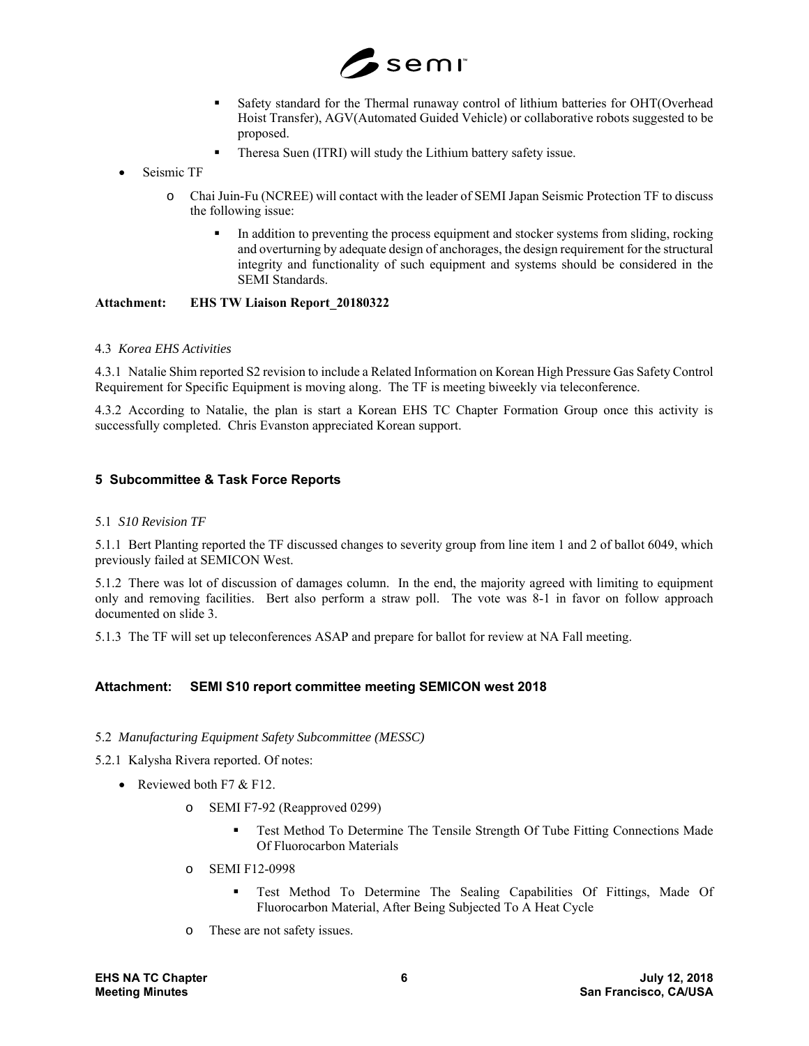- Safety standard for the Thermal runaway control of lithium batteries for OHT(Overhead Hoist Transfer), AGV(Automated Guided Vehicle) or collaborative robots suggested to be proposed.
  - Theresa Suen (ITRI) will study the Lithium battery safety issue.
- Seismic TF
  - Chai Juin-Fu (NCREE) will contact with the leader of SEMI Japan Seismic Protection TF to discuss the following issue:
    - In addition to preventing the process equipment and stocker systems from sliding, rocking and overturning by adequate design of anchorages, the design requirement for the structural integrity and functionality of such equipment and systems should be considered in the SEMI Standards.

**Attachment: EHS TW Liaison Report_20180322**

4.3 *Korea EHS Activities*

4.3.1 Natalie Shim reported S2 revision to include a Related Information on Korean High Pressure Gas Safety Control Requirement for Specific Equipment is moving along. The TF is meeting biweekly via teleconference.

4.3.2 According to Natalie, the plan is start a Korean EHS TC Chapter Formation Group once this activity is successfully completed. Chris Evanston appreciated Korean support.

## 5 Subcommittee & Task Force Reports

5.1 *S10 Revision TF*

5.1.1 Bert Planting reported the TF discussed changes to severity group from line item 1 and 2 of ballot 6049, which previously failed at SEMICON West.

5.1.2 There was lot of discussion of damages column. In the end, the majority agreed with limiting to equipment only and removing facilities. Bert also perform a straw poll. The vote was 8-1 in favor on follow approach documented on slide 3.

5.1.3 The TF will set up teleconferences ASAP and prepare for ballot for review at NA Fall meeting.

**Attachment: SEMI S10 report committee meeting SEMICON west 2018**

5.2 *Manufacturing Equipment Safety Subcommittee (MESSC)*

5.2.1 Kalysha Rivera reported. Of notes:

- Reviewed both F7 & F12.
  - SEMI F7-92 (Reapproved 0299)
    - Test Method To Determine The Tensile Strength Of Tube Fitting Connections Made Of Fluorocarbon Materials
  - SEMI F12-0998
    - Test Method To Determine The Sealing Capabilities Of Fittings, Made Of Fluorocarbon Material, After Being Subjected To A Heat Cycle
  - These are not safety issues.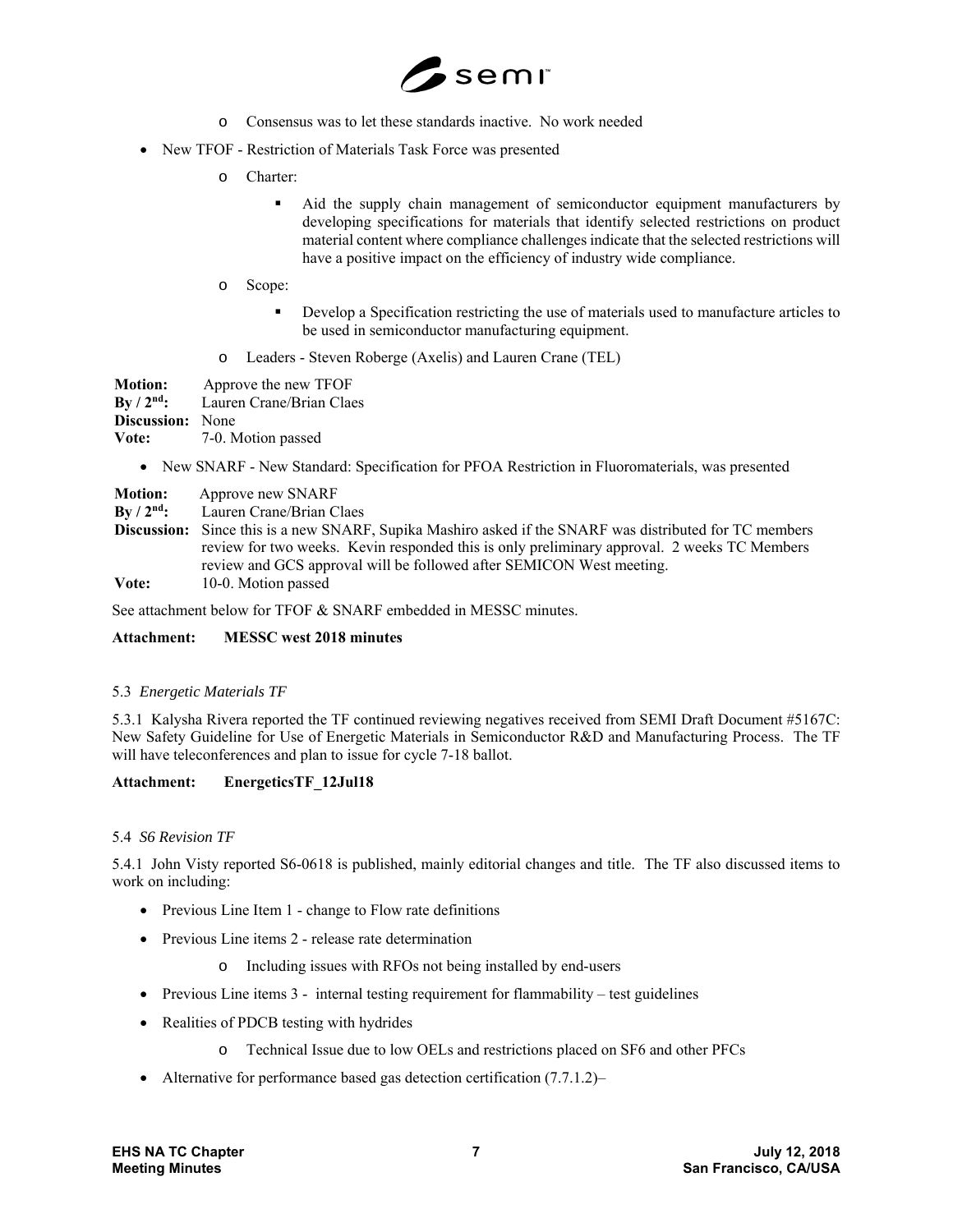- Consensus was to let these standards inactive. No work needed

- New TFOF - Restriction of Materials Task Force was presented
  - Charter:
    - Aid the supply chain management of semiconductor equipment manufacturers by developing specifications for materials that identify selected restrictions on product material content where compliance challenges indicate that the selected restrictions will have a positive impact on the efficiency of industry wide compliance.
  - Scope:
    - Develop a Specification restricting the use of materials used to manufacture articles to be used in semiconductor manufacturing equipment.
  - Leaders - Steven Roberge (Axelis) and Lauren Crane (TEL)

**Motion:** Approve the new TFOF
**By / 2nd:** Lauren Crane/Brian Claes
**Discussion:** None
**Vote:** 7-0. Motion passed

- New SNARF - New Standard: Specification for PFOA Restriction in Fluoromaterials, was presented

**Motion:** Approve new SNARF
**By / 2nd:** Lauren Crane/Brian Claes
**Discussion:** Since this is a new SNARF, Supika Mashiro asked if the SNARF was distributed for TC members review for two weeks. Kevin responded this is only preliminary approval. 2 weeks TC Members review and GCS approval will be followed after SEMICON West meeting.
**Vote:** 10-0. Motion passed

See attachment below for TFOF & SNARF embedded in MESSC minutes.

**Attachment: MESSC west 2018 minutes**

5.3 *Energetic Materials TF*

5.3.1 Kalysha Rivera reported the TF continued reviewing negatives received from SEMI Draft Document #5167C: New Safety Guideline for Use of Energetic Materials in Semiconductor R&D and Manufacturing Process. The TF will have teleconferences and plan to issue for cycle 7-18 ballot.

**Attachment: EnergeticsTF_12Jul18**

5.4 *S6 Revision TF*

5.4.1 John Visty reported S6-0618 is published, mainly editorial changes and title. The TF also discussed items to work on including:

- Previous Line Item 1 - change to Flow rate definitions
- Previous Line items 2 - release rate determination
  - Including issues with RFOs not being installed by end-users
- Previous Line items 3 - internal testing requirement for flammability – test guidelines
- Realities of PDCB testing with hydrides
  - Technical Issue due to low OELs and restrictions placed on SF6 and other PFCs
- Alternative for performance based gas detection certification (7.7.1.2)–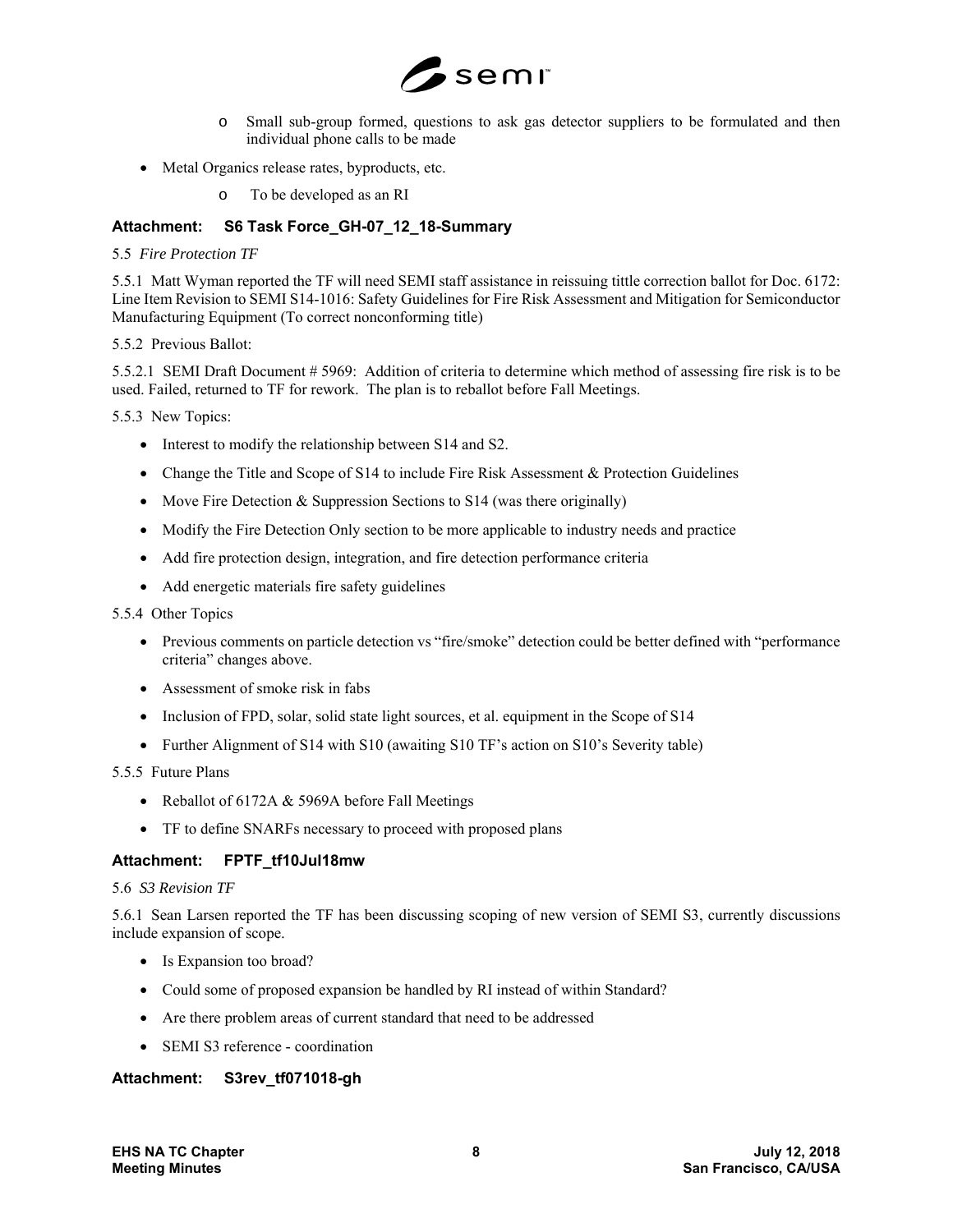- Small sub-group formed, questions to ask gas detector suppliers to be formulated and then individual phone calls to be made

- Metal Organics release rates, byproducts, etc.
    - To be developed as an RI

**Attachment: S6 Task Force_GH-07_12_18-Summary**

5.5 *Fire Protection TF*

5.5.1 Matt Wyman reported the TF will need SEMI staff assistance in reissuing tittle correction ballot for Doc. 6172: Line Item Revision to SEMI S14-1016: Safety Guidelines for Fire Risk Assessment and Mitigation for Semiconductor Manufacturing Equipment (To correct nonconforming title)

5.5.2 Previous Ballot:

5.5.2.1 SEMI Draft Document # 5969: Addition of criteria to determine which method of assessing fire risk is to be used. Failed, returned to TF for rework. The plan is to reballot before Fall Meetings.

5.5.3 New Topics:

- Interest to modify the relationship between S14 and S2.
- Change the Title and Scope of S14 to include Fire Risk Assessment & Protection Guidelines
- Move Fire Detection & Suppression Sections to S14 (was there originally)
- Modify the Fire Detection Only section to be more applicable to industry needs and practice
- Add fire protection design, integration, and fire detection performance criteria
- Add energetic materials fire safety guidelines

5.5.4 Other Topics

- Previous comments on particle detection vs "fire/smoke" detection could be better defined with "performance criteria" changes above.
- Assessment of smoke risk in fabs
- Inclusion of FPD, solar, solid state light sources, et al. equipment in the Scope of S14
- Further Alignment of S14 with S10 (awaiting S10 TF's action on S10's Severity table)

5.5.5 Future Plans

- Reballot of 6172A & 5969A before Fall Meetings
- TF to define SNARFs necessary to proceed with proposed plans

**Attachment: FPTF_tf10Jul18mw**

5.6 *S3 Revision TF*

5.6.1 Sean Larsen reported the TF has been discussing scoping of new version of SEMI S3, currently discussions include expansion of scope.

- Is Expansion too broad?
- Could some of proposed expansion be handled by RI instead of within Standard?
- Are there problem areas of current standard that need to be addressed
- SEMI S3 reference - coordination

**Attachment: S3rev_tf071018-gh**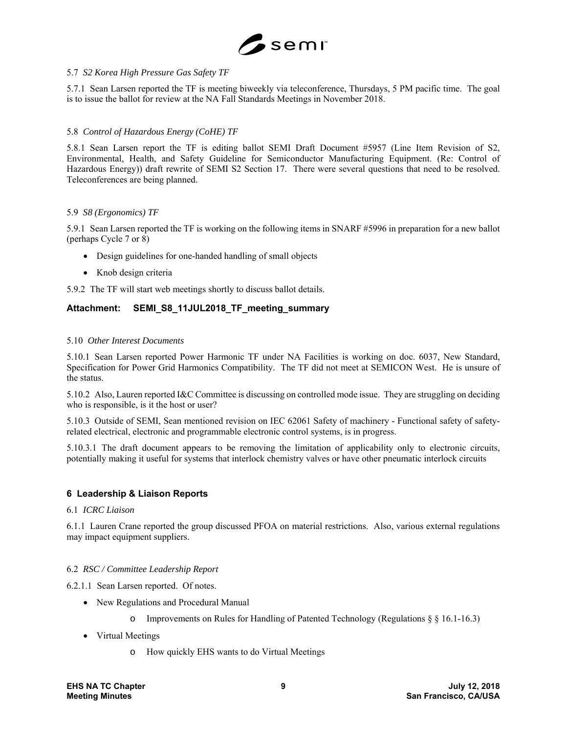5.7 *S2 Korea High Pressure Gas Safety TF*

5.7.1 Sean Larsen reported the TF is meeting biweekly via teleconference, Thursdays, 5 PM pacific time. The goal is to issue the ballot for review at the NA Fall Standards Meetings in November 2018.

5.8 *Control of Hazardous Energy (CoHE) TF*

5.8.1 Sean Larsen report the TF is editing ballot SEMI Draft Document #5957 (Line Item Revision of S2, Environmental, Health, and Safety Guideline for Semiconductor Manufacturing Equipment. (Re: Control of Hazardous Energy)) draft rewrite of SEMI S2 Section 17. There were several questions that need to be resolved. Teleconferences are being planned.

5.9 *S8 (Ergonomics) TF*

5.9.1 Sean Larsen reported the TF is working on the following items in SNARF #5996 in preparation for a new ballot (perhaps Cycle 7 or 8)

- Design guidelines for one-handed handling of small objects
- Knob design criteria

5.9.2 The TF will start web meetings shortly to discuss ballot details.

**Attachment: SEMI_S8_11JUL2018_TF_meeting_summary**

5.10 *Other Interest Documents*

5.10.1 Sean Larsen reported Power Harmonic TF under NA Facilities is working on doc. 6037, New Standard, Specification for Power Grid Harmonics Compatibility. The TF did not meet at SEMICON West. He is unsure of the status.

5.10.2 Also, Lauren reported I&C Committee is discussing on controlled mode issue. They are struggling on deciding who is responsible, is it the host or user?

5.10.3 Outside of SEMI, Sean mentioned revision on IEC 62061 Safety of machinery - Functional safety of safety-related electrical, electronic and programmable electronic control systems, is in progress.

5.10.3.1 The draft document appears to be removing the limitation of applicability only to electronic circuits, potentially making it useful for systems that interlock chemistry valves or have other pneumatic interlock circuits

## 6 Leadership & Liaison Reports

6.1 *ICRC Liaison*

6.1.1 Lauren Crane reported the group discussed PFOA on material restrictions. Also, various external regulations may impact equipment suppliers.

6.2 *RSC / Committee Leadership Report*

6.2.1.1 Sean Larsen reported. Of notes.

- New Regulations and Procedural Manual
  - Improvements on Rules for Handling of Patented Technology (Regulations § § 16.1-16.3)
- Virtual Meetings
  - How quickly EHS wants to do Virtual Meetings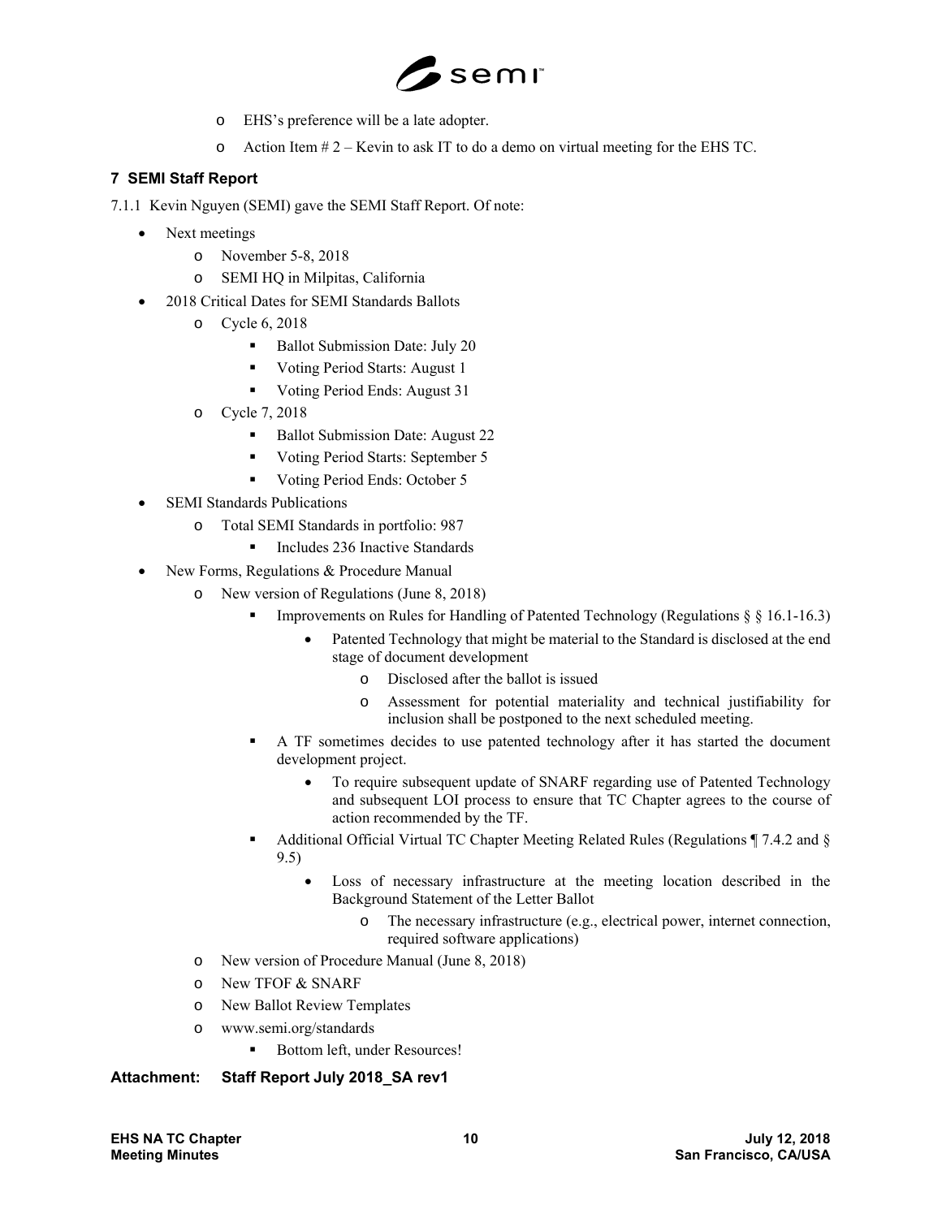- EHS's preference will be a late adopter.
- Action Item # 2 – Kevin to ask IT to do a demo on virtual meeting for the EHS TC.

## 7 SEMI Staff Report

7.1.1 Kevin Nguyen (SEMI) gave the SEMI Staff Report. Of note:

- Next meetings
  - November 5-8, 2018
  - SEMI HQ in Milpitas, California
- 2018 Critical Dates for SEMI Standards Ballots
  - Cycle 6, 2018
    - Ballot Submission Date: July 20
    - Voting Period Starts: August 1
    - Voting Period Ends: August 31
  - Cycle 7, 2018
    - Ballot Submission Date: August 22
    - Voting Period Starts: September 5
    - Voting Period Ends: October 5
- SEMI Standards Publications
  - Total SEMI Standards in portfolio: 987
    - Includes 236 Inactive Standards
- New Forms, Regulations & Procedure Manual
  - New version of Regulations (June 8, 2018)
    - Improvements on Rules for Handling of Patented Technology (Regulations § § 16.1-16.3)
      - Patented Technology that might be material to the Standard is disclosed at the end stage of document development
        - Disclosed after the ballot is issued
        - Assessment for potential materiality and technical justifiability for inclusion shall be postponed to the next scheduled meeting.
    - A TF sometimes decides to use patented technology after it has started the document development project.
      - To require subsequent update of SNARF regarding use of Patented Technology and subsequent LOI process to ensure that TC Chapter agrees to the course of action recommended by the TF.
    - Additional Official Virtual TC Chapter Meeting Related Rules (Regulations ¶ 7.4.2 and § 9.5)
      - Loss of necessary infrastructure at the meeting location described in the Background Statement of the Letter Ballot
        - The necessary infrastructure (e.g., electrical power, internet connection, required software applications)
  - New version of Procedure Manual (June 8, 2018)
  - New TFOF & SNARF
  - New Ballot Review Templates
  - www.semi.org/standards
    - Bottom left, under Resources!

**Attachment: Staff Report July 2018_SA rev1**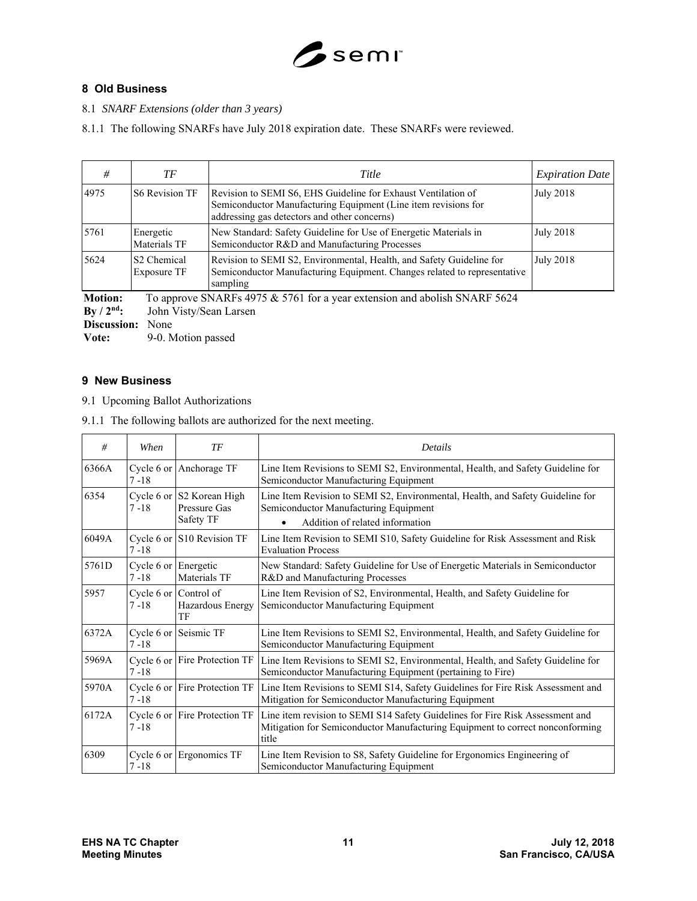## 8 Old Business

8.1 *SNARF Extensions (older than 3 years)*

8.1.1 The following SNARFs have July 2018 expiration date. These SNARFs were reviewed.

| *#* | *TF* | *Title* | *Expiration Date* |
|---|---|---|---|
| 4975 | S6 Revision TF | Revision to SEMI S6, EHS Guideline for Exhaust Ventilation of Semiconductor Manufacturing Equipment (Line item revisions for addressing gas detectors and other concerns) | July 2018 |
| 5761 | Energetic Materials TF | New Standard: Safety Guideline for Use of Energetic Materials in Semiconductor R&D and Manufacturing Processes | July 2018 |
| 5624 | S2 Chemical Exposure TF | Revision to SEMI S2, Environmental, Health, and Safety Guideline for Semiconductor Manufacturing Equipment. Changes related to representative sampling | July 2018 |

**Motion:** To approve SNARFs 4975 & 5761 for a year extension and abolish SNARF 5624
**By / 2nd:** John Visty/Sean Larsen
**Discussion:** None
**Vote:** 9-0. Motion passed

## 9 New Business

9.1 Upcoming Ballot Authorizations

9.1.1 The following ballots are authorized for the next meeting.

| *#* | *When* | *TF* | *Details* |
|---|---|---|---|
| 6366A | Cycle 6 or 7 -18 | Anchorage TF | Line Item Revisions to SEMI S2, Environmental, Health, and Safety Guideline for Semiconductor Manufacturing Equipment |
| 6354 | Cycle 6 or 7 -18 | S2 Korean High Pressure Gas Safety TF | Line Item Revision to SEMI S2, Environmental, Health, and Safety Guideline for Semiconductor Manufacturing Equipment<br>• Addition of related information |
| 6049A | Cycle 6 or 7 -18 | S10 Revision TF | Line Item Revision to SEMI S10, Safety Guideline for Risk Assessment and Risk Evaluation Process |
| 5761D | Cycle 6 or 7 -18 | Energetic Materials TF | New Standard: Safety Guideline for Use of Energetic Materials in Semiconductor R&D and Manufacturing Processes |
| 5957 | Cycle 6 or 7 -18 | Control of Hazardous Energy TF | Line Item Revision of S2, Environmental, Health, and Safety Guideline for Semiconductor Manufacturing Equipment |
| 6372A | Cycle 6 or 7 -18 | Seismic TF | Line Item Revisions to SEMI S2, Environmental, Health, and Safety Guideline for Semiconductor Manufacturing Equipment |
| 5969A | Cycle 6 or 7 -18 | Fire Protection TF | Line Item Revisions to SEMI S2, Environmental, Health, and Safety Guideline for Semiconductor Manufacturing Equipment (pertaining to Fire) |
| 5970A | Cycle 6 or 7 -18 | Fire Protection TF | Line Item Revisions to SEMI S14, Safety Guidelines for Fire Risk Assessment and Mitigation for Semiconductor Manufacturing Equipment |
| 6172A | Cycle 6 or 7 -18 | Fire Protection TF | Line item revision to SEMI S14 Safety Guidelines for Fire Risk Assessment and Mitigation for Semiconductor Manufacturing Equipment to correct nonconforming title |
| 6309 | Cycle 6 or 7 -18 | Ergonomics TF | Line Item Revision to S8, Safety Guideline for Ergonomics Engineering of Semiconductor Manufacturing Equipment |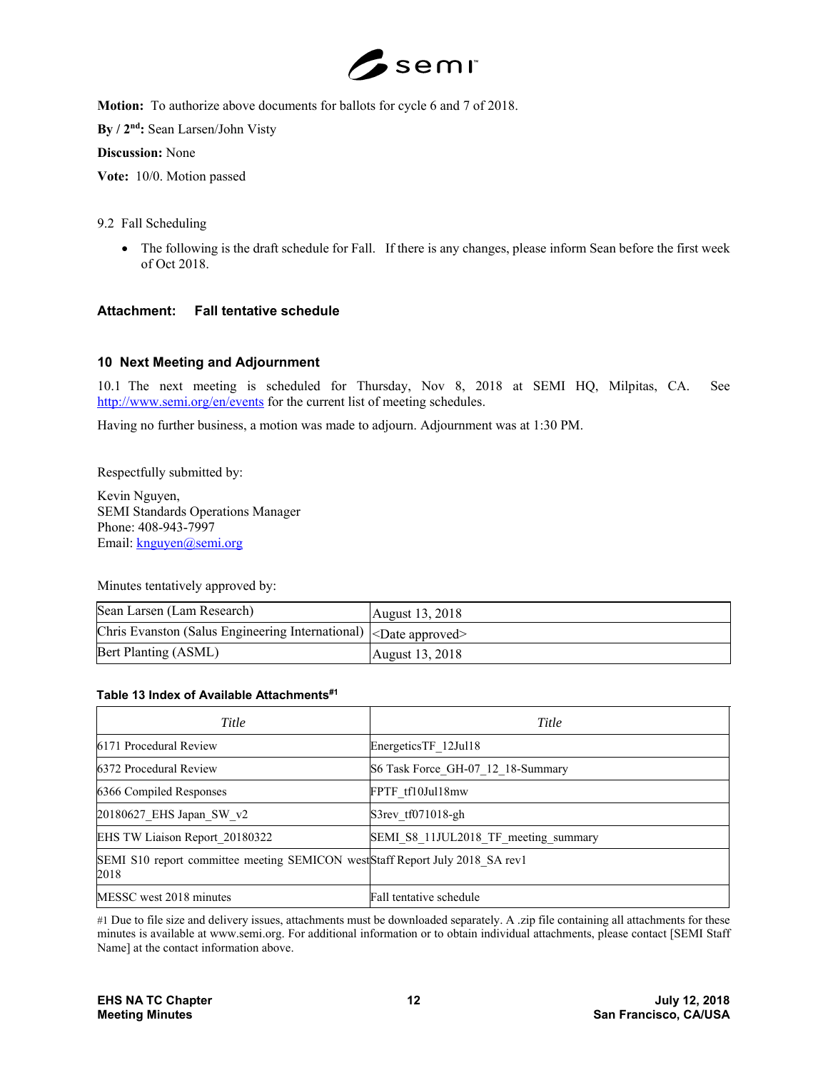**Motion:** To authorize above documents for ballots for cycle 6 and 7 of 2018.

**By / 2nd:** Sean Larsen/John Visty

**Discussion:** None

**Vote:** 10/0. Motion passed

9.2 Fall Scheduling

- The following is the draft schedule for Fall. If there is any changes, please inform Sean before the first week of Oct 2018.

**Attachment: Fall tentative schedule**

## 10 Next Meeting and Adjournment

10.1 The next meeting is scheduled for Thursday, Nov 8, 2018 at SEMI HQ, Milpitas, CA. See http://www.semi.org/en/events for the current list of meeting schedules.

Having no further business, a motion was made to adjourn. Adjournment was at 1:30 PM.

Respectfully submitted by:

Kevin Nguyen,
SEMI Standards Operations Manager
Phone: 408-943-7997
Email: knguyen@semi.org

Minutes tentatively approved by:

| | |
|---|---|
| Sean Larsen (Lam Research) | August 13, 2018 |
| Chris Evanston (Salus Engineering International) | <Date approved> |
| Bert Planting (ASML) | August 13, 2018 |

**Table 13 Index of Available Attachments#1**

| *Title* | *Title* |
|---|---|
| 6171 Procedural Review | EnergeticsTF_12Jul18 |
| 6372 Procedural Review | S6 Task Force_GH-07_12_18-Summary |
| 6366 Compiled Responses | FPTF_tf10Jul18mw |
| 20180627_EHS Japan_SW_v2 | S3rev_tf071018-gh |
| EHS TW Liaison Report_20180322 | SEMI_S8_11JUL2018_TF_meeting_summary |
| SEMI S10 report committee meeting SEMICON west 2018 | Staff Report July 2018_SA rev1 |
| MESSC west 2018 minutes | Fall tentative schedule |

#1 Due to file size and delivery issues, attachments must be downloaded separately. A .zip file containing all attachments for these minutes is available at www.semi.org. For additional information or to obtain individual attachments, please contact [SEMI Staff Name] at the contact information above.